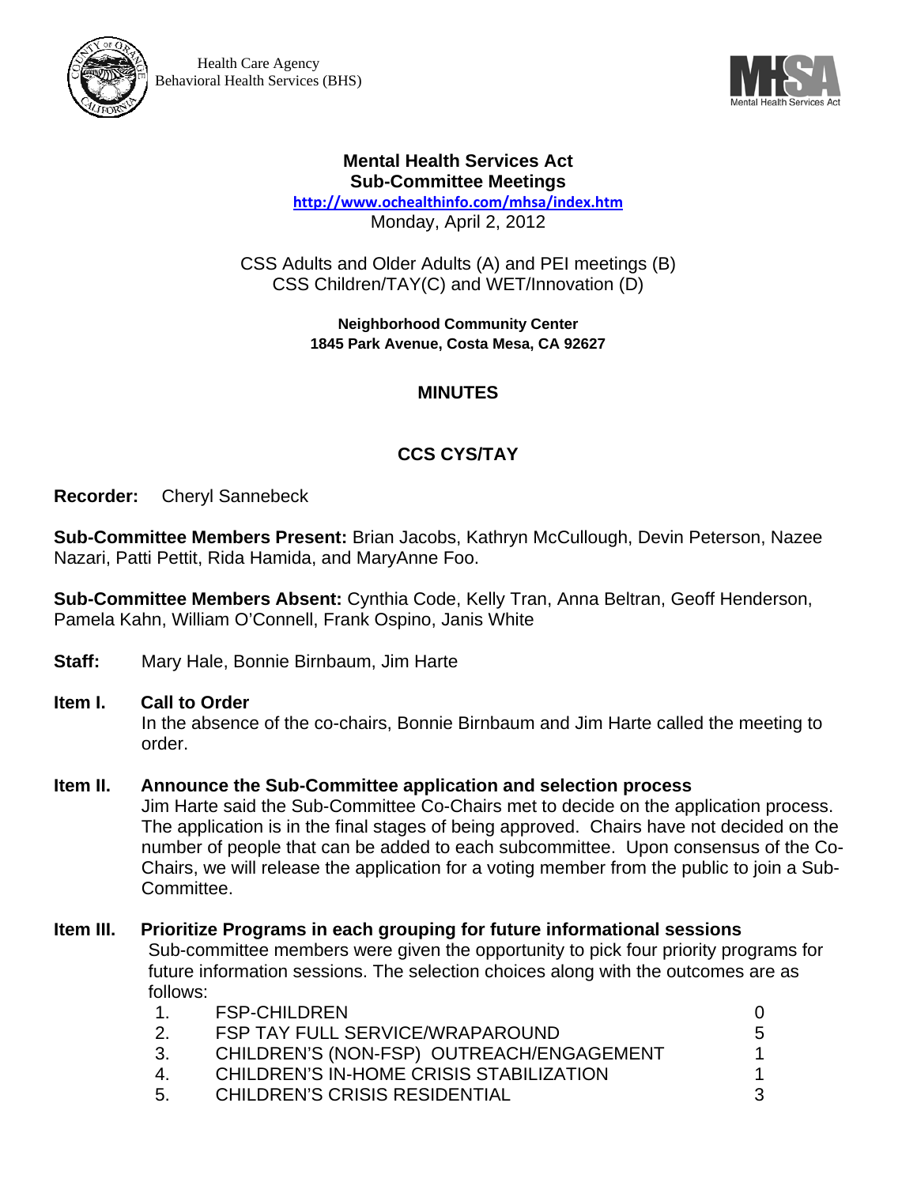Health Care Agency
Behavioral Health Services (BHS)

# Mental Health Services Act
## Sub-Committee Meetings

http://www.ochealthinfo.com/mhsa/index.htm

Monday, April 2, 2012

CSS Adults and Older Adults (A) and PEI meetings (B)
CSS Children/TAY(C) and WET/Innovation (D)

**Neighborhood Community Center**
**1845 Park Avenue, Costa Mesa, CA 92627**

## MINUTES

## CCS CYS/TAY

**Recorder:** Cheryl Sannebeck

**Sub-Committee Members Present:** Brian Jacobs, Kathryn McCullough, Devin Peterson, Nazee Nazari, Patti Pettit, Rida Hamida, and MaryAnne Foo.

**Sub-Committee Members Absent:** Cynthia Code, Kelly Tran, Anna Beltran, Geoff Henderson, Pamela Kahn, William O'Connell, Frank Ospino, Janis White

**Staff:** Mary Hale, Bonnie Birnbaum, Jim Harte

**Item I. Call to Order**

In the absence of the co-chairs, Bonnie Birnbaum and Jim Harte called the meeting to order.

**Item II. Announce the Sub-Committee application and selection process**

Jim Harte said the Sub-Committee Co-Chairs met to decide on the application process. The application is in the final stages of being approved. Chairs have not decided on the number of people that can be added to each subcommittee. Upon consensus of the Co-Chairs, we will release the application for a voting member from the public to join a Sub-Committee.

**Item III. Prioritize Programs in each grouping for future informational sessions**

Sub-committee members were given the opportunity to pick four priority programs for future information sessions. The selection choices along with the outcomes are as follows:

| | | |
|---|---|---|
| 1. | FSP-CHILDREN | 0 |
| 2. | FSP TAY FULL SERVICE/WRAPAROUND | 5 |
| 3. | CHILDREN'S (NON-FSP) OUTREACH/ENGAGEMENT | 1 |
| 4. | CHILDREN'S IN-HOME CRISIS STABILIZATION | 1 |
| 5. | CHILDREN'S CRISIS RESIDENTIAL | 3 |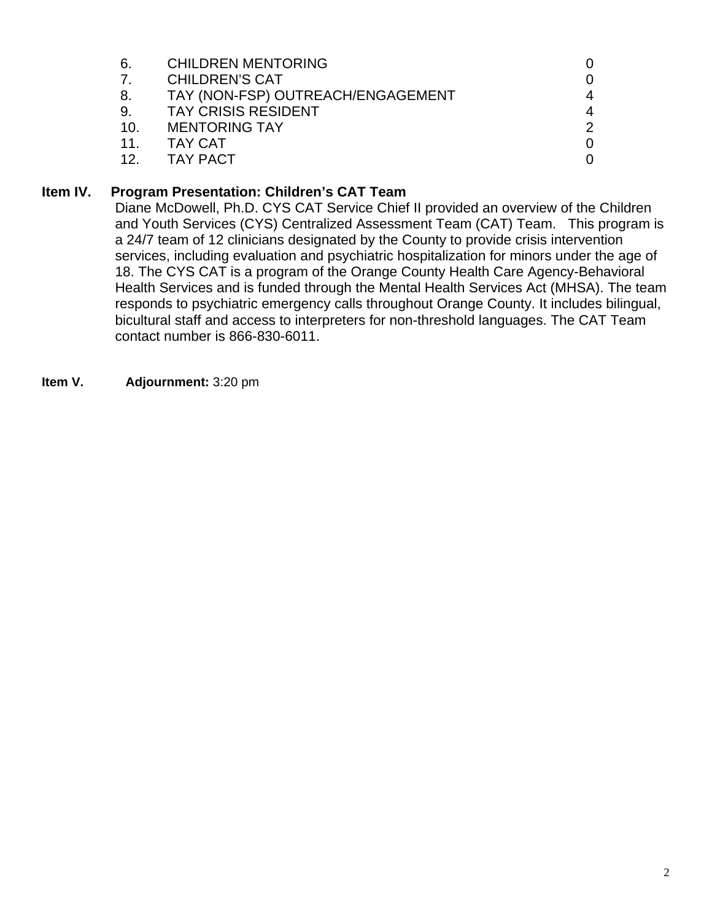| | | |
|---|---|---|
| 6. | CHILDREN MENTORING | 0 |
| 7. | CHILDREN'S CAT | 0 |
| 8. | TAY (NON-FSP) OUTREACH/ENGAGEMENT | 4 |
| 9. | TAY CRISIS RESIDENT | 4 |
| 10. | MENTORING TAY | 2 |
| 11. | TAY CAT | 0 |
| 12. | TAY PACT | 0 |

**Item IV. Program Presentation: Children's CAT Team**

Diane McDowell, Ph.D. CYS CAT Service Chief II provided an overview of the Children and Youth Services (CYS) Centralized Assessment Team (CAT) Team. This program is a 24/7 team of 12 clinicians designated by the County to provide crisis intervention services, including evaluation and psychiatric hospitalization for minors under the age of 18. The CYS CAT is a program of the Orange County Health Care Agency-Behavioral Health Services and is funded through the Mental Health Services Act (MHSA). The team responds to psychiatric emergency calls throughout Orange County. It includes bilingual, bicultural staff and access to interpreters for non-threshold languages. The CAT Team contact number is 866-830-6011.

**Item V. Adjournment:** 3:20 pm